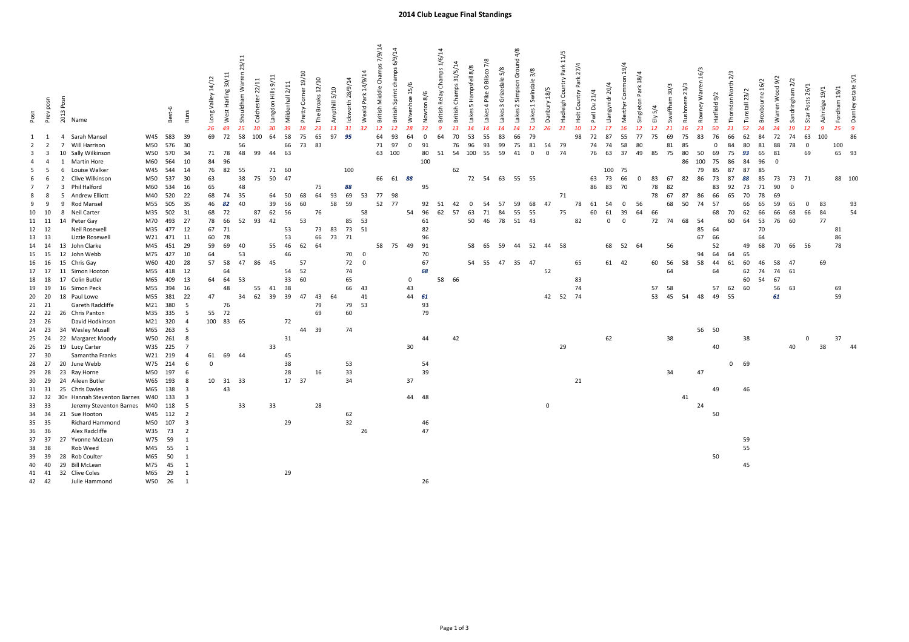# 2014 Club League Final Standings

| Posn | Prev posn | 2013 Posn | Name | | Best-6 | Runs | Long Valley 14/12 | West Harling 30/11 | Shouldham Warren 23/11 | Colchester 22/11 | Langdon Hills 9/11 | Mildenhall 2/11 | Pretty Corner 19/10 | The Brooks 12/10 | Ampthill 5/10 | Ickworth 28/9/14 | Weald Park 14/9/14 | British Middle Champs 7/9/14 | British Sprint champs 6/9/14 | Wivenhoe 15/6 | Newton 8/6 | British Relay Champs 1/6/14 | British Champs 31/5/14 | Lakes 5 Hampsfell 8/8 | Lakes 4 Pike O Blisco 7/8 | Lakes 3 Grizedale 5/8 | Lakes 2 Simpson Ground 4/8 | Lakes 1 Swindale 3/8 | Danbury 18/5 | Hadleigh Country Park 11/5 | Holt Country Park 27/4 | Pwll Du 21/4 | Llangynidr 20/4 | Merthyr Common 19/4 | Singleton Park 18/4 | Ely 5/4 | Swaffham 30/3 | Rushmere 23/3 | Rowney Warren 16/3 | Hatfield 9/2 | Thorndon North 2/3 | Tunstall 23/2 | Broxbourne 16/2 | Warren Wood 9/2 | Sandringham 2/2 | Star Posts 26/1 | Ashridge 19/1 | Fordham 19/1 | Darnley estate 5/1 |
|---|---|---|---|---|---|---|---|---|---|---|---|---|---|---|---|---|---|---|---|---|---|---|---|---|---|---|---|---|---|---|---|---|---|---|---|---|---|---|---|---|---|---|---|---|---|---|---|---|---|---|
| | | | | | | | 26 | 49 | 25 | 10 | 30 | 39 | 18 | 23 | 13 | 31 | 32 | 12 | 12 | 28 | 32 | 9 | 13 | 14 | 14 | 14 | 14 | 12 | 26 | 21 | 10 | 12 | 17 | 16 | 12 | 12 | 21 | 16 | 23 | 50 | 21 | 52 | 24 | 24 | 19 | 12 | 9 | 25 | 9 |
| 1 | 1 | 4 | Sarah Mansel | W45 | 583 | 39 | 69 | 72 | 58 | 100 | 64 | 58 | 75 | 65 | 97 | **95** | | 64 | 93 | 64 | 0 | 64 | 70 | 53 | 55 | 83 | 66 | 79 | | | 98 | 72 | 87 | 55 | 77 | 75 | 69 | 75 | 83 | 76 | 66 | 62 | 84 | 72 | 74 | 63 | 100 | | 86 |
| 2 | 2 | 7 | Will Harrison | M50 | 576 | 30 | | | 56 | | | 66 | 73 | 83 | | | | 71 | 97 | 0 | 91 | | 76 | 96 | 93 | 99 | 75 | 81 | 54 | 79 | | 74 | 74 | 58 | 80 | | 81 | 85 | | 0 | 84 | 80 | 81 | 88 | 78 | 0 | | 100 | |
| 3 | 3 | 10 | Sally Wilkinson | W50 | 570 | 34 | 71 | 78 | 48 | 99 | 44 | 63 | | | | | | 63 | 100 | | 80 | 51 | 54 | 100 | 55 | 59 | 41 | 0 | 0 | 74 | | 76 | 63 | 37 | 49 | 85 | 75 | 80 | 50 | 69 | 75 | **93** | 65 | 81 | | 69 | | 65 | 93 |
| 4 | 4 | 1 | Martin Hore | M60 | 564 | 10 | 84 | 96 | | | | | | | | | | | | | 100 | | | | | | | | | | | | | | | | | 86 | 100 | 75 | 86 | 84 | 96 | 0 | | | | | |
| 5 | 5 | 6 | Louise Walker | W45 | 544 | 14 | 76 | 82 | 55 | | 71 | 60 | | | | 100 | | | | | | | 62 | | | | | | | | | | 100 | 75 | | | | | 79 | 85 | 87 | 87 | 85 | | | | | | |
| 6 | 6 | 2 | Clive Wilkinson | M50 | 537 | 30 | 63 | | 38 | 75 | 50 | 47 | | | | | | 66 | 61 | **88** | | | | 72 | 54 | 63 | 55 | 55 | | | | 63 | 73 | 66 | 0 | 83 | 67 | 82 | 86 | 73 | 87 | **88** | 85 | 73 | 73 | 71 | | 88 | 100 |
| 7 | 7 | 3 | Phil Halford | M60 | 534 | 16 | 65 | | | | | | | 75 | | **88** | | | | | 95 | | | | | | | | | | | 86 | 83 | 70 | | 78 | 82 | | | 83 | 92 | 73 | 71 | 90 | 0 | | | | |
| 8 | 8 | 5 | Andrew Elliott | M40 | 520 | 22 | 68 | 74 | 35 | | 64 | 50 | 68 | 64 | 93 | 69 | 53 | 77 | 98 | | | | | | | | | | | | 71 | | | | | 78 | 67 | 87 | 86 | 66 | 65 | 70 | 78 | 69 | | | | | |
| 9 | 9 | 9 | Rod Mansel | M55 | 505 | 35 | 46 | **82** | 40 | | 39 | 56 | 60 | | 58 | 59 | | 52 | 77 | | 92 | 51 | 42 | 0 | 54 | 57 | 59 | 68 | 47 | | 78 | 61 | 54 | 0 | 56 | | 68 | 50 | 74 | 57 | | 66 | 65 | 59 | 65 | 0 | 83 | | 93 |
| 10 | 10 | 8 | Neil Carter | M35 | 502 | 31 | 68 | 72 | | 87 | 62 | 56 | | 76 | | | 58 | | | 54 | 96 | 62 | 57 | 63 | 71 | 84 | 55 | 55 | | 75 | | 60 | 61 | 39 | 64 | 66 | | | | 68 | 70 | 62 | 66 | 66 | 68 | 66 | 84 | | 54 |
| 11 | 11 | 14 | Peter Gay | M70 | 493 | 27 | 78 | 66 | 52 | 93 | 42 | | 53 | | | 85 | 53 | | | | 61 | | | 50 | 46 | 78 | 51 | 43 | | | 82 | 0 | 0 | | | 72 | 74 | 68 | 54 | | 60 | 64 | 53 | 76 | 60 | | 77 | | |
| 12 | 12 | | Neil Rosewell | M35 | 477 | 12 | 67 | 71 | | | | 53 | | 73 | 83 | 73 | 51 | | | | 82 | | | | | | | | | | | | | | | | | | 85 | 64 | | | 70 | | | | | 81 | |
| 13 | 13 | | Lizzie Rosewell | W21 | 471 | 11 | 60 | 78 | | | | 53 | | 66 | 73 | 71 | | | | | 96 | | | | | | | | | | | | | | | | | | 67 | 66 | | | 64 | | | | | 86 | |
| 14 | 14 | 13 | John Clarke | M45 | 451 | 29 | 59 | 69 | 40 | | 55 | 46 | 62 | 64 | | | | 58 | 75 | 49 | 91 | | | 58 | 65 | 59 | 44 | 52 | 44 | 58 | | | 68 | 52 | 64 | | 56 | | | 52 | | 49 | 68 | 70 | 66 | 56 | | 78 | |
| 15 | 15 | 12 | John Webb | M75 | 427 | 10 | 64 | | 53 | | | 46 | | | | 70 | 0 | | | | 70 | | | | | | | | | | | | | | | | | | 94 | 64 | 64 | 65 | | | | | | | |
| 16 | 16 | 15 | Chris Gay | W60 | 420 | 28 | 57 | 58 | 47 | 86 | 45 | | 57 | | | 72 | 0 | | | | 67 | | | 54 | 55 | 47 | 35 | 47 | | | 65 | | 61 | 42 | | 60 | 56 | 58 | 58 | 44 | 61 | 60 | 46 | 58 | 47 | | 69 | | |
| 17 | 17 | 11 | Simon Hooton | M55 | 418 | 12 | | 64 | | | | 54 | 52 | | | 74 | | | | | **68** | | | | | | | | 52 | | | | | | | | 64 | | | 64 | | 62 | 74 | 74 | 61 | | | | |
| 18 | 18 | 17 | Colin Butler | M65 | 409 | 13 | 64 | 64 | 53 | | | 33 | 60 | | | 65 | | | | 0 | | 58 | 66 | | | | | | | | 83 | | | | | | | | | | | 60 | 54 | 67 | | | | | |
| 19 | 19 | 16 | Simon Peck | M55 | 394 | 16 | | 48 | | 55 | 41 | 38 | | | | 66 | 43 | | | 43 | | | | | | | | | | | 74 | | | | | 57 | 58 | | | 57 | 62 | 60 | | 56 | 63 | | | 69 | |
| 20 | 20 | 18 | Paul Lowe | M55 | 381 | 22 | 47 | | 34 | 62 | 39 | 39 | 47 | 43 | 64 | | 41 | | | 44 | **61** | | | | | | | | 42 | 52 | 74 | | | | | 53 | 45 | 54 | 48 | 49 | 55 | | | **61** | | | | 59 | |
| 21 | 21 | | Gareth Radcliffe | M21 | 380 | 5 | | 76 | | | | | | 79 | | 79 | 53 | | | | 93 | | | | | | | | | | | | | | | | | | | | | | | | | | | | |
| 22 | 22 | 26 | Chris Panton | M35 | 335 | 5 | 55 | 72 | | | | | | 69 | | 60 | | | | | 79 | | | | | | | | | | | | | | | | | | | | | | | | | | | | |
| 23 | 26 | | David Hodkinson | M21 | 320 | 4 | 100 | 83 | 65 | | | 72 | | | | | | | | | | | | | | | | | | | | | | | | | | | | | | | | | | | | | |
| 24 | 23 | 34 | Wesley Musall | M65 | 263 | 5 | | | | | | | 44 | 39 | | 74 | | | | | | | | | | | | | | | | | | | | | | | 56 | 50 | | | | | | | | | |
| 25 | 24 | 22 | Margaret Moody | W50 | 261 | 8 | | | | | | 31 | | | | | | | | | 44 | | 42 | | | | | | | | | | 62 | | | | 38 | | | | | 38 | | | | 0 | | 37 | |
| 26 | 25 | 19 | Lucy Carter | W35 | 225 | 7 | | | | | 33 | | | | | | | | | 30 | | | | | | | | | | 29 | | | | | | | | | | 40 | | | | | 40 | | 38 | | 44 |
| 27 | 30 | | Samantha Franks | W21 | 219 | 4 | 61 | 69 | 44 | | | 45 | | | | | | | | | | | | | | | | | | | | | | | | | | | | | | | | | | | | | |
| 28 | 27 | 20 | June Webb | W75 | 214 | 6 | 0 | | | | | 38 | | | | 53 | | | | | 54 | | | | | | | | | | | | | | | | | | | | 0 | 69 | | | | | | | |
| 29 | 28 | 23 | Ray Horne | M50 | 197 | 6 | | | | | | 28 | | 16 | | 33 | | | | | 39 | | | | | | | | | | | | | | | | 34 | | 47 | | | | | | | | | | |
| 30 | 29 | 24 | Aileen Butler | W65 | 193 | 8 | 10 | 31 | 33 | | | 17 | 37 | | | 34 | | | | 37 | | | | | | | | | | | 21 | | | | | | | | | | | | | | | | | | |
| 31 | 31 | 25 | Chris Davies | M65 | 138 | 3 | | 43 | | | | | | | | | | | | | | | | | | | | | | | | | | | | | | | | 49 | | 46 | | | | | | | |
| 32 | 32 | 30= | Hannah Steventon Barnes | W40 | 133 | 3 | | | | | | | | | | | | | | 44 | 48 | | | | | | | | | | | | | | | | | 41 | | | | | | | | | | | |
| 33 | 33 | | Jeremy Steventon Barnes | M40 | 118 | 5 | | | 33 | | 33 | | | 28 | | | | | | | | | | | | | | | 0 | | | | | | | | | | 24 | | | | | | | | | | |
| 34 | 34 | 21 | Sue Hooton | W45 | 112 | 2 | | | | | | | | | | 62 | | | | | | | | | | | | | | | | | | | | | | | | 50 | | | | | | | | | |
| 35 | 35 | | Richard Hammond | M50 | 107 | 3 | | | | | | 29 | | | | 32 | | | | | 46 | | | | | | | | | | | | | | | | | | | | | | | | | | | | |
| 36 | 36 | | Alex Radcliffe | W35 | 73 | 2 | | | | | | | | | | | 26 | | | | 47 | | | | | | | | | | | | | | | | | | | | | | | | | | | | |
| 37 | 37 | 27 | Yvonne McLean | W75 | 59 | 1 | | | | | | | | | | | | | | | | | | | | | | | | | | | | | | | | | | | | 59 | | | | | | | |
| 38 | 38 | | Rob Weed | M45 | 55 | 1 | | | | | | | | | | | | | | | | | | | | | | | | | | | | | | | | | | | | 55 | | | | | | | |
| 39 | 39 | 28 | Rob Coulter | M65 | 50 | 1 | | | | | | | | | | | | | | | | | | | | | | | | | | | | | | | | | | 50 | | | | | | | | | |
| 40 | 40 | 29 | Bill McLean | M75 | 45 | 1 | | | | | | | | | | | | | | | | | | | | | | | | | | | | | | | | | | | | 45 | | | | | | | |
| 41 | 41 | 32 | Clive Coles | M65 | 29 | 1 | | | | | | 29 | | | | | | | | | | | | | | | | | | | | | | | | | | | | | | | | | | | | | |
| 42 | 42 | | Julie Hammond | W50 | 26 | 1 | | | | | | | | | | | | | | | 26 | | | | | | | | | | | | | | | | | | | | | | | | | | | | |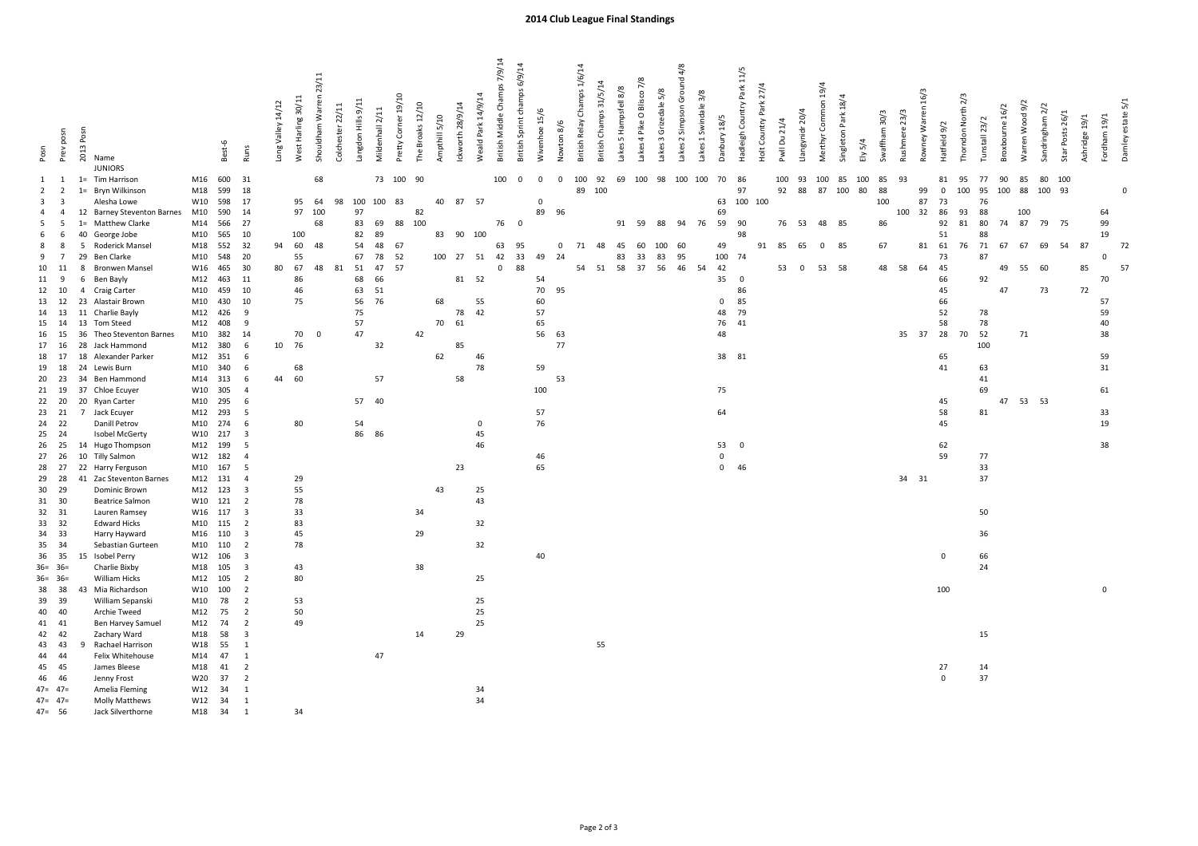# 2014 Club League Final Standings

| Posn | Prev posn | 2013 Posn | Name | | Best-6 | Runs | Long Valley 14/12 | West Harling 30/11 | Shouldham Warren 23/11 | Colchester 22/11 | Langdon Hills 9/11 | Mildenhall 2/11 | Pretty Corner 19/10 | The Brooks 12/10 | Ampthill 5/10 | Ickworth 28/9/14 | Weald Park 14/9/14 | British Middle Champs 7/9/14 | British Sprint champs 6/9/14 | Wivenhoe 15/6 | Newton 8/6 | British Relay Champs 1/6/14 | British Champs 31/5/14 | Lakes 5 Hampsfell 8/8 | Lakes 4 Pike O Blisco 7/8 | Lakes 3 Grizedale 5/8 | Lakes 2 Simpson Ground 4/8 | Lakes 1 Swindale 3/8 | Danbury 18/5 | Hadleigh Country Park 11/5 | Holt Country Park 27/4 | Pwll Du 21/4 | Llangynidr 20/4 | Merthyr Common 19/4 | Singleton Park 18/4 | Ely 5/4 | Swaffham 30/3 | Rushmere 23/3 | Rowney Warren 16/3 | Hatfield 9/2 | Thorndon North 2/3 | Tunstall 23/2 | Broxbourne 16/2 | Warren Wood 9/2 | Sandringham 2/2 | Star Posts 26/1 | Ashridge 19/1 | Fordham 19/1 | Darnley estate 5/1 |
|---|---|---|---|---|---|---|---|---|---|---|---|---|---|---|---|---|---|---|---|---|---|---|---|---|---|---|---|---|---|---|---|---|---|---|---|---|---|---|---|---|---|---|---|---|---|---|---|---|---|
| | | | JUNIORS | | | | | | | | | | | | | | | | | | | | | | | | | | | | | | | | | | | | | | | | | | | | | | | |
| 1 | 1 | 1= | Tim Harrison | M16 | 600 | 31 | | | 68 | | | 73 | 100 | 90 | | | | 100 | 0 | 0 | 0 | 100 | 92 | 69 | 100 | 98 | 100 | 100 | 70 | 86 | | 100 | 93 | 100 | 85 | 100 | 85 | 93 | | 81 | 95 | 77 | 90 | 85 | 80 | 100 | | | |
| 2 | 2 | 1= | Bryn Wilkinson | M18 | 599 | 18 | | | | | | | | | | | | | | | | 89 | 100 | | | | | | | 97 | | 92 | 88 | 87 | 100 | 80 | 88 | | 99 | 0 | 100 | 95 | 100 | 88 | 100 | 93 | | | 0 |
| 3 | 3 | | Alesha Lowe | W10 | 598 | 17 | | 95 | 64 | 98 | 100 | 100 | 83 | | 40 | 87 | 57 | | | 0 | | | | | | | | | 63 | 100 | 100 | | | | | | 100 | | 87 | 73 | | 76 | | | | | | | |
| 4 | 4 | 12 | Barney Steventon Barnes | M10 | 590 | 14 | | 97 | 100 | | 97 | | | 82 | | | | | | 89 | 96 | | | | | | | | 69 | | | | | | | | | 100 | 32 | 86 | 93 | 88 | | 100 | | | | 64 | |
| 5 | 5 | 1= | Matthew Clarke | M14 | 566 | 27 | | | 68 | | 83 | 69 | 88 | 100 | | | | 76 | 0 | | | | | 91 | 59 | 88 | 94 | 76 | 59 | 90 | | 76 | 53 | 48 | 85 | | 86 | | | 92 | 81 | 80 | 74 | 87 | 79 | 75 | | 99 | |
| 6 | 6 | 40 | George Jobe | M10 | 565 | 10 | | 100 | | | 82 | 89 | | | 83 | 90 | 100 | | | | | | | | | | | | | 98 | | | | | | | | | | 51 | | 88 | | | | | | 19 | |
| 8 | 8 | 5 | Roderick Mansel | M18 | 552 | 32 | 94 | 60 | 48 | | 54 | 48 | 67 | | | | | 63 | 95 | | 0 | 71 | 48 | 45 | 60 | 100 | 60 | | 49 | | 91 | 85 | 65 | 0 | 85 | | 67 | | 81 | 61 | 76 | 71 | 67 | 67 | 69 | 54 | 87 | | 72 |
| 9 | 7 | 29 | Ben Clarke | M10 | 548 | 20 | | 55 | | | 67 | 78 | 52 | | 100 | 27 | 51 | 42 | 33 | 49 | 24 | | | 83 | 33 | 83 | 95 | | 100 | 74 | | | | | | | | | | 73 | | 87 | | | | | | 0 | |
| 10 | 11 | 8 | Bronwen Mansel | W16 | 465 | 30 | 80 | 67 | 48 | 81 | 51 | 47 | 57 | | | | | 0 | 88 | | | 54 | 51 | 58 | 37 | 56 | 46 | 54 | 42 | | | 53 | 0 | 53 | 58 | | 48 | 58 | 64 | 45 | | | 49 | 55 | 60 | | 85 | | 57 |
| 11 | 9 | 6 | Ben Bayly | M12 | 463 | 11 | | 86 | | | 68 | 66 | | | | 81 | 52 | | | 54 | | | | | | | | | 35 | 0 | | | | | | | | | | 66 | | 92 | | | | | | 70 | |
| 12 | 10 | 4 | Craig Carter | M10 | 459 | 10 | | 46 | | | 63 | 51 | | | | | | | | 70 | 95 | | | | | | | | | 86 | | | | | | | | | | 45 | | | 47 | | 73 | | 72 | | |
| 13 | 12 | 23 | Alastair Brown | M10 | 430 | 10 | | 75 | | | 56 | 76 | | | 68 | | 55 | | | 60 | | | | | | | | | 0 | 85 | | | | | | | | | | 66 | | | | | | | | 57 | |
| 14 | 13 | 11 | Charlie Bayly | M12 | 426 | 9 | | | | | 75 | | | | | 78 | 42 | | | 57 | | | | | | | | | 48 | 79 | | | | | | | | | | 52 | | 78 | | | | | | 59 | |
| 15 | 14 | 13 | Tom Steed | M12 | 408 | 9 | | | | | 57 | | | | 70 | 61 | | | | 65 | | | | | | | | | 76 | 41 | | | | | | | | | | 58 | | 78 | | | | | | 40 | |
| 16 | 15 | 36 | Theo Steventon Barnes | M10 | 382 | 14 | | 70 | 0 | | 47 | | | 42 | | | | | | 56 | 63 | | | | | | | | 48 | | | | | | | | | 35 | 37 | 28 | 70 | 52 | | 71 | | | | 38 | |
| 17 | 16 | 28 | Jack Hammond | M12 | 380 | 6 | 10 | 76 | | | | 32 | | | | 85 | | | | | 77 | | | | | | | | | | | | | | | | | | | | | 100 | | | | | | | |
| 18 | 17 | 18 | Alexander Parker | M12 | 351 | 6 | | | | | | | | | 62 | | 46 | | | | | | | | | | | | 38 | 81 | | | | | | | | | | 65 | | | | | | | | 59 | |
| 19 | 18 | 24 | Lewis Burn | M10 | 340 | 6 | | 68 | | | | | | | | | 78 | | | 59 | | | | | | | | | | | | | | | | | | | | 41 | | 63 | | | | | | 31 | |
| 20 | 23 | 34 | Ben Hammond | M14 | 313 | 6 | 44 | 60 | | | | 57 | | | | 58 | | | | | 53 | | | | | | | | | | | | | | | | | | | | | 41 | | | | | | | |
| 21 | 19 | 37 | Chloe Ecuyer | W10 | 305 | 4 | | | | | | | | | | | | | | 100 | | | | | | | | | 75 | | | | | | | | | | | | | 69 | | | | | | 61 | |
| 22 | 20 | 20 | Ryan Carter | M10 | 295 | 6 | | | | | 57 | 40 | | | | | | | | | | | | | | | | | | | | | | | | | | | | 45 | | | 47 | 53 | 53 | | | | |
| 23 | 21 | 7 | Jack Ecuyer | M12 | 293 | 5 | | | | | | | | | | | | | | 57 | | | | | | | | | 64 | | | | | | | | | | | 58 | | 81 | | | | | | 33 | |
| 24 | 22 | | Danill Petrov | M10 | 274 | 6 | | 80 | | | 54 | | | | | | 0 | | | 76 | | | | | | | | | | | | | | | | | | | | 45 | | | | | | | | 19 | |
| 25 | 24 | | Isobel McGerty | W10 | 217 | 3 | | | | | 86 | 86 | | | | | 45 | | | | | | | | | | | | | | | | | | | | | | | | | | | | | | | | |
| 26 | 25 | 14 | Hugo Thompson | M12 | 199 | 5 | | | | | | | | | | | 46 | | | | | | | | | | | | 53 | 0 | | | | | | | | | | 62 | | | | | | | | 38 | |
| 27 | 26 | 10 | Tilly Salmon | W12 | 182 | 4 | | | | | | | | | | | | | | 46 | | | | | | | | | 0 | | | | | | | | | | | 59 | | 77 | | | | | | | |
| 28 | 27 | 22 | Harry Ferguson | M10 | 167 | 5 | | | | | | | | | | 23 | | | | 65 | | | | | | | | | 0 | 46 | | | | | | | | | | | | 33 | | | | | | | |
| 29 | 28 | 41 | Zac Steventon Barnes | M12 | 131 | 4 | | 29 | | | | | | | | | | | | | | | | | | | | | | | | | | | | | | 34 | 31 | | | 37 | | | | | | | |
| 30 | 29 | | Dominic Brown | M12 | 123 | 3 | | 55 | | | | | | | 43 | | 25 | | | | | | | | | | | | | | | | | | | | | | | | | | | | | | | | |
| 31 | 30 | | Beatrice Salmon | W10 | 121 | 2 | | 78 | | | | | | | | | 43 | | | | | | | | | | | | | | | | | | | | | | | | | | | | | | | | |
| 32 | 31 | | Lauren Ramsey | W16 | 117 | 3 | | 33 | | | | | | 34 | | | | | | | | | | | | | | | | | | | | | | | | | | | | 50 | | | | | | | |
| 33 | 32 | | Edward Hicks | M10 | 115 | 2 | | 83 | | | | | | | | | 32 | | | | | | | | | | | | | | | | | | | | | | | | | | | | | | | | |
| 34 | 33 | | Harry Hayward | M16 | 110 | 3 | | 45 | | | | | | 29 | | | | | | | | | | | | | | | | | | | | | | | | | | | | 36 | | | | | | | |
| 35 | 34 | | Sebastian Gurteen | M10 | 110 | 2 | | 78 | | | | | | | | | 32 | | | | | | | | | | | | | | | | | | | | | | | | | | | | | | | | |
| 36 | 35 | 15 | Isobel Perry | W12 | 106 | 3 | | | | | | | | | | | | | | 40 | | | | | | | | | | | | | | | | | | | | 0 | | 66 | | | | | | | |
| 36= | 36= | | Charlie Bixby | M18 | 105 | 3 | | 43 | | | | | | 38 | | | | | | | | | | | | | | | | | | | | | | | | | | | | 24 | | | | | | | |
| 36= | 36= | | William Hicks | M12 | 105 | 2 | | 80 | | | | | | | | | 25 | | | | | | | | | | | | | | | | | | | | | | | | | | | | | | | | |
| 38 | 38 | 43 | Mia Richardson | W10 | 100 | 2 | | | | | | | | | | | | | | | | | | | | | | | | | | | | | | | | | | 100 | | | | | | | | 0 | |
| 39 | 39 | | William Sepanski | M10 | 78 | 2 | | 53 | | | | | | | | | 25 | | | | | | | | | | | | | | | | | | | | | | | | | | | | | | | | |
| 40 | 40 | | Archie Tweed | M12 | 75 | 2 | | 50 | | | | | | | | | 25 | | | | | | | | | | | | | | | | | | | | | | | | | | | | | | | | |
| 41 | 41 | | Ben Harvey Samuel | M12 | 74 | 2 | | 49 | | | | | | | | | 25 | | | | | | | | | | | | | | | | | | | | | | | | | | | | | | | | |
| 42 | 42 | | Zachary Ward | M18 | 58 | 3 | | | | | | | | 14 | | 29 | | | | | | | | | | | | | | | | | | | | | | | | | | 15 | | | | | | | |
| 43 | 43 | 9 | Rachael Harrison | W18 | 55 | 1 | | | | | | | | | | | | | | | | | 55 | | | | | | | | | | | | | | | | | | | | | | | | | | |
| 44 | 44 | | Felix Whitehouse | M14 | 47 | 1 | | | | | | 47 | | | | | | | | | | | | | | | | | | | | | | | | | | | | | | | | | | | | | |
| 45 | 45 | | James Bleese | M18 | 41 | 2 | | | | | | | | | | | | | | | | | | | | | | | | | | | | | | | | | | 27 | | 14 | | | | | | | |
| 46 | 46 | | Jenny Frost | W20 | 37 | 2 | | | | | | | | | | | | | | | | | | | | | | | | | | | | | | | | | | 0 | | 37 | | | | | | | |
| 47= | 47= | | Amelia Fleming | W12 | 34 | 1 | | | | | | | | | | | 34 | | | | | | | | | | | | | | | | | | | | | | | | | | | | | | | | |
| 47= | 47= | | Molly Matthews | W12 | 34 | 1 | | | | | | | | | | | 34 | | | | | | | | | | | | | | | | | | | | | | | | | | | | | | | | |
| 47= | 56 | | Jack Silverthorne | M18 | 34 | 1 | | 34 | | | | | | | | | | | | | | | | | | | | | | | | | | | | | | | | | | | | | | | | | |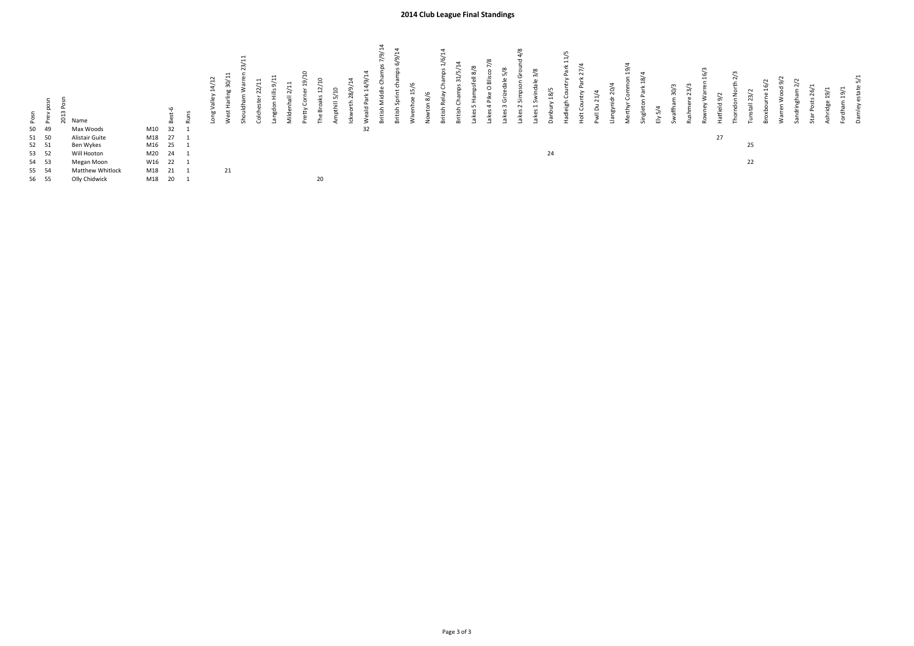# 2014 Club League Final Standings

| Posn | Prev posn | 2013 Posn | Name | | Best-6 | Runs | Long Valley 14/12 | West Harling 30/11 | Shouldham Warren 23/11 | Colchester 22/11 | Langdon Hills 9/11 | Mildenhall 2/11 | Pretty Corner 19/10 | The Brooks 12/10 | Ampthill 5/10 | Ickworth 28/9/14 | Weald Park 14/9/14 | British Middle Champs 7/9/14 | British Sprint champs 6/9/14 | Wivenhoe 15/6 | Nowton 8/6 | British Relay Champs 1/6/14 | British Champs 31/5/14 | Lakes 5 Hampsfell 8/8 | Lakes 4 Pike O Blisco 7/8 | Lakes 3 Grizedale 5/8 | Lakes 2 Simpson Ground 4/8 | Lakes 1 Swindale 3/8 | Danbury 18/5 | Hadleigh Country Park 11/5 | Holt Country Park 27/4 | Pwll Du 21/4 | Llangynidr 20/4 | Merthyr Common 19/4 | Singleton Park 18/4 | Ely 5/4 | Swaffham 30/3 | Rushmere 23/3 | Rowney Warren 16/3 | Hatfield 9/2 | Thorndon North 2/3 | Tunstall 23/2 | Broxbourne 16/2 | Warren Wood 9/2 | Sandringham 2/2 | Star Posts 26/1 | Ashridge 19/1 | Fordham 19/1 | Darnley estate 5/1 |
|---|---|---|---|---|---|---|---|---|---|---|---|---|---|---|---|---|---|---|---|---|---|---|---|---|---|---|---|---|---|---|---|---|---|---|---|---|---|---|---|---|---|---|---|---|---|---|---|---|---|---|
| 50 | 49 | | Max Woods | M10 | 32 | 1 | | | | | | | | | | | 32 | | | | | | | | | | | | | | | | | | | | | | | | | | | | | | | | | |
| 51 | 50 | | Alistair Guite | M18 | 27 | 1 | | | | | | | | | | | | | | | | | | | | | | | | | | | | | | | | | | 27 | | | | | | | | | | |
| 52 | 51 | | Ben Wykes | M16 | 25 | 1 | | | | | | | | | | | | | | | | | | | | | | | | | | | | | | | | | | | | 25 | | | | | | | | |
| 53 | 52 | | Will Hooton | M20 | 24 | 1 | | | | | | | | | | | | | | | | | | | | | | | 24 | | | | | | | | | | | | | | | | | | | | | |
| 54 | 53 | | Megan Moon | W16 | 22 | 1 | | | | | | | | | | | | | | | | | | | | | | | | | | | | | | | | | | | | 22 | | | | | | | | |
| 55 | 54 | | Matthew Whitlock | M18 | 21 | 1 | | 21 | | | | | | | | | | | | | | | | | | | | | | | | | | | | | | | | | | | | | | | | | | |
| 56 | 55 | | Olly Chidwick | M18 | 20 | 1 | | | | | | | | 20 | | | | | | | | | | | | | | | | | | | | | | | | | | | | | | | | | | | | |